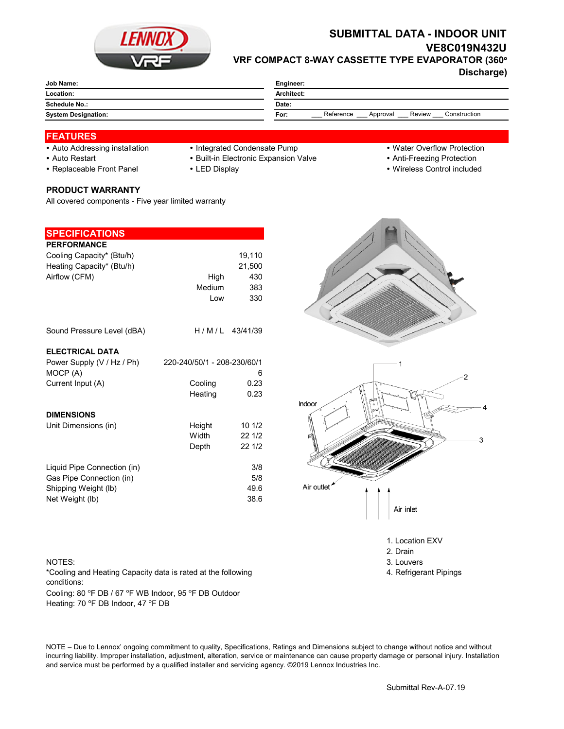# SUBMITTAL DATA - INDOOR UNIT
## VE8C019N432U
### VRF COMPACT 8-WAY CASSETTE TYPE EVAPORATOR (360° Discharge)

| | | | |
|---|---|---|---|
| **Job Name:** | | **Engineer:** | |
| **Location:** | | **Architect:** | |
| **Schedule No.:** | | **Date:** | |
| **System Designation:** | | **For:** | ___ Reference ___ Approval ___ Review ___ Construction |

## FEATURES

- Auto Addressing installation
- Auto Restart
- Replaceable Front Panel
- Integrated Condensate Pump
- Built-in Electronic Expansion Valve
- LED Display
- Water Overflow Protection
- Anti-Freezing Protection
- Wireless Control included

### PRODUCT WARRANTY

All covered components - Five year limited warranty

## SPECIFICATIONS

**PERFORMANCE**

| | | |
|---|---|---|
| Cooling Capacity* (Btu/h) | | 19,110 |
| Heating Capacity* (Btu/h) | | 21,500 |
| Airflow (CFM) | High | 430 |
| | Medium | 383 |
| | Low | 330 |
| Sound Pressure Level (dBA) | H / M / L | 43/41/39 |

**ELECTRICAL DATA**

| | | |
|---|---|---|
| Power Supply (V / Hz / Ph) | | 220-240/50/1 - 208-230/60/1 |
| MOCP (A) | | 6 |
| Current Input (A) | Cooling | 0.23 |
| | Heating | 0.23 |

**DIMENSIONS**

| | | |
|---|---|---|
| Unit Dimensions (in) | Height | 10 1/2 |
| | Width | 22 1/2 |
| | Depth | 22 1/2 |
| Liquid Pipe Connection (in) | | 3/8 |
| Gas Pipe Connection (in) | | 5/8 |
| Shipping Weight (lb) | | 49.6 |
| Net Weight (lb) | | 38.6 |

Indoor

Air outlet

Air inlet

1. Location EXV
2. Drain
3. Louvers
4. Refrigerant Pipings

NOTES:
*Cooling and Heating Capacity data is rated at the following conditions:
Cooling: 80 °F DB / 67 °F WB Indoor, 95 °F DB Outdoor
Heating: 70 °F DB Indoor, 47 °F DB

NOTE – Due to Lennox' ongoing commitment to quality, Specifications, Ratings and Dimensions subject to change without notice and without incurring liability. Improper installation, adjustment, alteration, service or maintenance can cause property damage or personal injury. Installation and service must be performed by a qualified installer and servicing agency. ©2019 Lennox Industries Inc.

Submittal Rev-A-07.19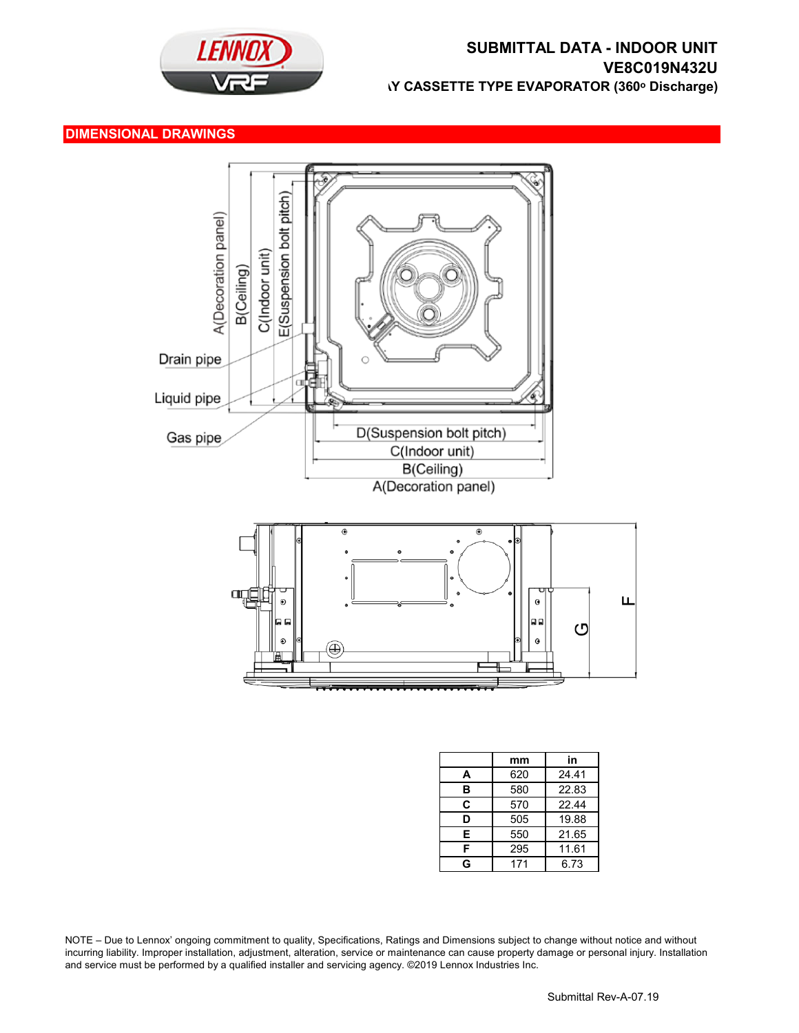# SUBMITTAL DATA - INDOOR UNIT
# VE8C019N432U
### \Y CASSETTE TYPE EVAPORATOR (360° Discharge)

## DIMENSIONAL DRAWINGS

A(Decoration panel)
B(Ceiling)
C(Indoor unit)
E(Suspension bolt pitch)
Drain pipe
Liquid pipe
Gas pipe
D(Suspension bolt pitch)
C(Indoor unit)
B(Ceiling)
A(Decoration panel)

G
F

| | mm | in |
|---|---|---|
| A | 620 | 24.41 |
| B | 580 | 22.83 |
| C | 570 | 22.44 |
| D | 505 | 19.88 |
| E | 550 | 21.65 |
| F | 295 | 11.61 |
| G | 171 | 6.73 |

NOTE – Due to Lennox' ongoing commitment to quality, Specifications, Ratings and Dimensions subject to change without notice and without incurring liability. Improper installation, adjustment, alteration, service or maintenance can cause property damage or personal injury. Installation and service must be performed by a qualified installer and servicing agency. ©2019 Lennox Industries Inc.

Submittal Rev-A-07.19